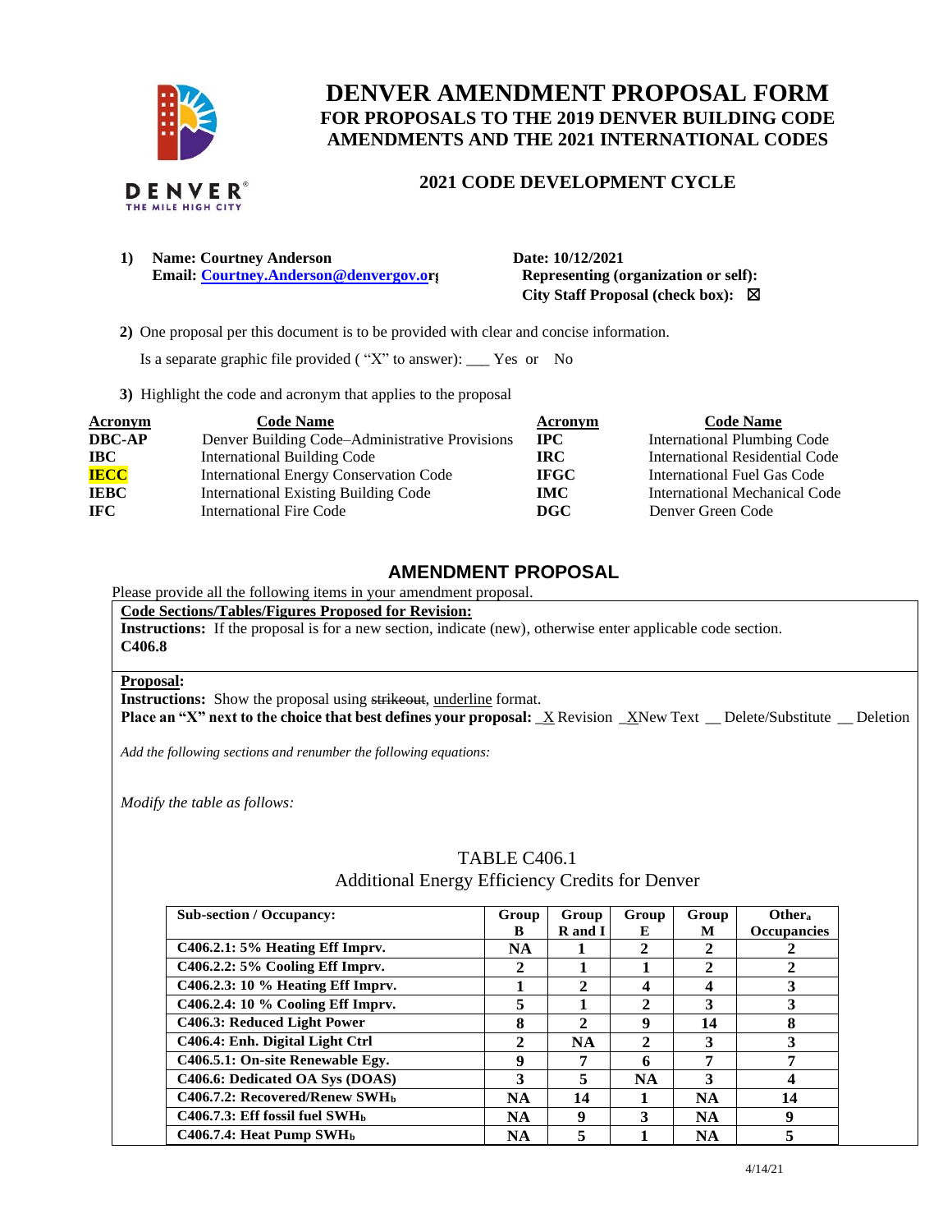# DENVER AMENDMENT PROPOSAL FORM
## FOR PROPOSALS TO THE 2019 DENVER BUILDING CODE AMENDMENTS AND THE 2021 INTERNATIONAL CODES

### 2021 CODE DEVELOPMENT CYCLE

1) **Name: Courtney Anderson**
   **Email: Courtney.Anderson@denvergov.org**

   **Date: 10/12/2021**
   **Representing (organization or self):**
   **City Staff Proposal (check box):** ☒

2) One proposal per this document is to be provided with clear and concise information.

   Is a separate graphic file provided ( "X" to answer): ___ Yes or No

3) Highlight the code and acronym that applies to the proposal

| Acronym | Code Name | Acronym | Code Name |
|---|---|---|---|
| **DBC-AP** | Denver Building Code–Administrative Provisions | **IPC** | International Plumbing Code |
| **IBC** | International Building Code | **IRC** | International Residential Code |
| **IECC** | International Energy Conservation Code | **IFGC** | International Fuel Gas Code |
| **IEBC** | International Existing Building Code | **IMC** | International Mechanical Code |
| **IFC** | International Fire Code | **DGC** | Denver Green Code |

## AMENDMENT PROPOSAL

Please provide all the following items in your amendment proposal.

**Code Sections/Tables/Figures Proposed for Revision:**

**Instructions:** If the proposal is for a new section, indicate (new), otherwise enter applicable code section.

**C406.8**

**Proposal:**

**Instructions:** Show the proposal using ~~strikeout~~, underline format.

**Place an "X" next to the choice that best defines your proposal:** _X Revision _X New Text __ Delete/Substitute __ Deletion

*Add the following sections and renumber the following equations:*

*Modify the table as follows:*

TABLE C406.1
Additional Energy Efficiency Credits for Denver

| Sub-section / Occupancy: | Group B | Group R and I | Group E | Group M | Other[a] Occupancies |
|---|---|---|---|---|---|
| C406.2.1: 5% Heating Eff Imprv. | NA | 1 | 2 | 2 | 2 |
| C406.2.2: 5% Cooling Eff Imprv. | 2 | 1 | 1 | 2 | 2 |
| C406.2.3: 10 % Heating Eff Imprv. | 1 | 2 | 4 | 4 | 3 |
| C406.2.4: 10 % Cooling Eff Imprv. | 5 | 1 | 2 | 3 | 3 |
| C406.3: Reduced Light Power | 8 | 2 | 9 | 14 | 8 |
| C406.4: Enh. Digital Light Ctrl | 2 | NA | 2 | 3 | 3 |
| C406.5.1: On-site Renewable Egy. | 9 | 7 | 6 | 7 | 7 |
| C406.6: Dedicated OA Sys (DOAS) | 3 | 5 | NA | 3 | 4 |
| C406.7.2: Recovered/Renew SWH[b] | NA | 14 | 1 | NA | 14 |
| C406.7.3: Eff fossil fuel SWH[b] | NA | 9 | 3 | NA | 9 |
| C406.7.4: Heat Pump SWH[b] | NA | 5 | 1 | NA | 5 |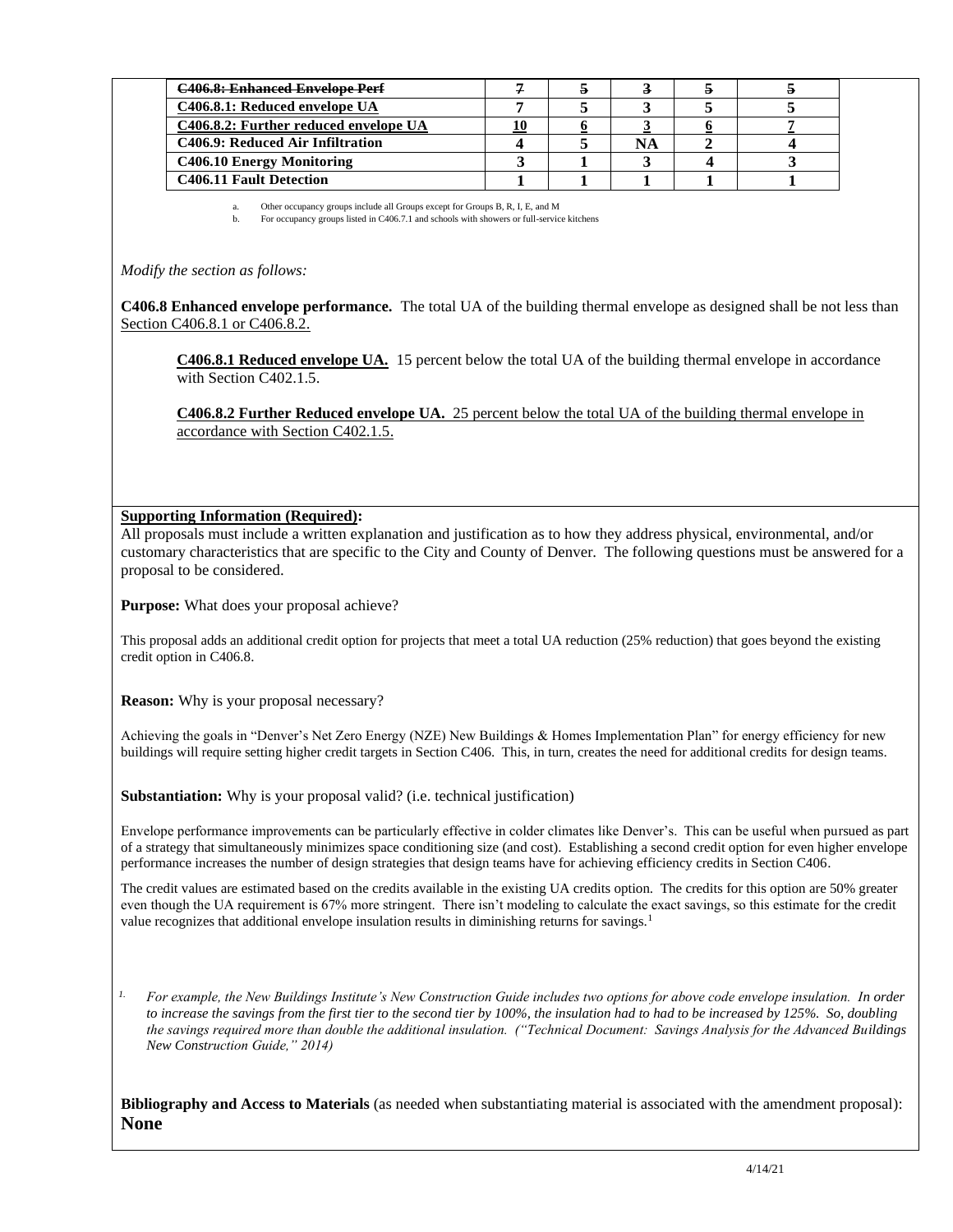| | | | | | |
|---|---|---|---|---|---|
| ~~C406.8: Enhanced Envelope Perf~~ | ~~7~~ | ~~5~~ | ~~3~~ | ~~5~~ | ~~5~~ |
| C406.8.1: Reduced envelope UA | 7 | 5 | 3 | 5 | 5 |
| C406.8.2: Further reduced envelope UA | 10 | 6 | 3 | 6 | 7 |
| C406.9: Reduced Air Infiltration | 4 | 5 | NA | 2 | 4 |
| C406.10 Energy Monitoring | 3 | 1 | 3 | 4 | 3 |
| C406.11 Fault Detection | 1 | 1 | 1 | 1 | 1 |

a. Other occupancy groups include all Groups except for Groups B, R, I, E, and M
b. For occupancy groups listed in C406.7.1 and schools with showers or full-service kitchens

*Modify the section as follows:*

**C406.8 Enhanced envelope performance.** The total UA of the building thermal envelope as designed shall be not less than Section C406.8.1 or C406.8.2.

**C406.8.1 Reduced envelope UA.** 15 percent below the total UA of the building thermal envelope in accordance with Section C402.1.5.

**C406.8.2 Further Reduced envelope UA.** 25 percent below the total UA of the building thermal envelope in accordance with Section C402.1.5.

**Supporting Information (Required):**
All proposals must include a written explanation and justification as to how they address physical, environmental, and/or customary characteristics that are specific to the City and County of Denver. The following questions must be answered for a proposal to be considered.

**Purpose:** What does your proposal achieve?

This proposal adds an additional credit option for projects that meet a total UA reduction (25% reduction) that goes beyond the existing credit option in C406.8.

**Reason:** Why is your proposal necessary?

Achieving the goals in "Denver's Net Zero Energy (NZE) New Buildings & Homes Implementation Plan" for energy efficiency for new buildings will require setting higher credit targets in Section C406. This, in turn, creates the need for additional credits for design teams.

**Substantiation:** Why is your proposal valid? (i.e. technical justification)

Envelope performance improvements can be particularly effective in colder climates like Denver's. This can be useful when pursued as part of a strategy that simultaneously minimizes space conditioning size (and cost). Establishing a second credit option for even higher envelope performance increases the number of design strategies that design teams have for achieving efficiency credits in Section C406.

The credit values are estimated based on the credits available in the existing UA credits option. The credits for this option are 50% greater even though the UA requirement is 67% more stringent. There isn't modeling to calculate the exact savings, so this estimate for the credit value recognizes that additional envelope insulation results in diminishing returns for savings.[1]

[1] *For example, the New Buildings Institute's New Construction Guide includes two options for above code envelope insulation. In order to increase the savings from the first tier to the second tier by 100%, the insulation had to had to be increased by 125%. So, doubling the savings required more than double the additional insulation. ("Technical Document: Savings Analysis for the Advanced Buildings New Construction Guide," 2014)*

**Bibliography and Access to Materials** (as needed when substantiating material is associated with the amendment proposal):
**None**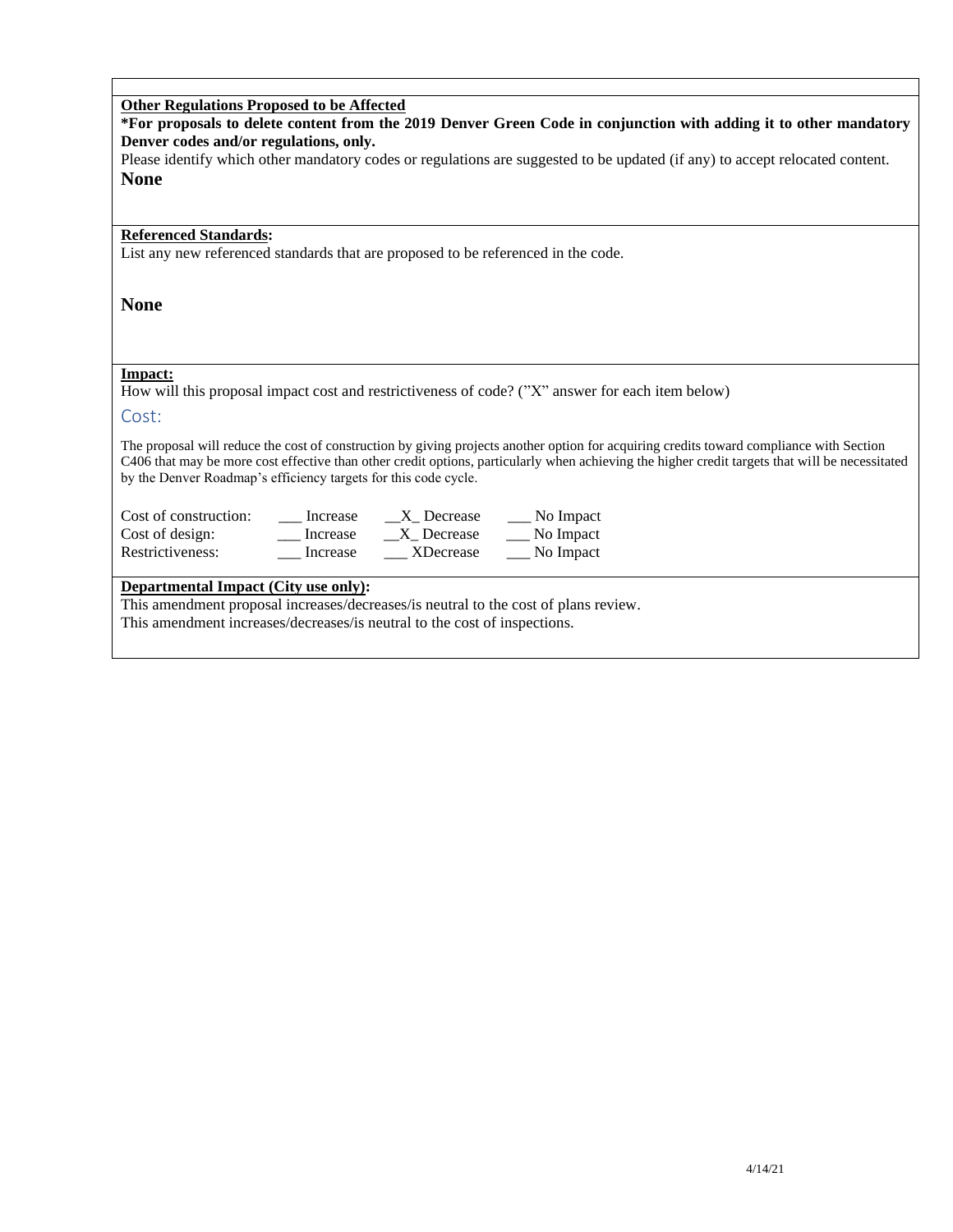**Other Regulations Proposed to be Affected**

***For proposals to delete content from the 2019 Denver Green Code in conjunction with adding it to other mandatory Denver codes and/or regulations, only.**

Please identify which other mandatory codes or regulations are suggested to be updated (if any) to accept relocated content.

**None**

**Referenced Standards:**

List any new referenced standards that are proposed to be referenced in the code.

**None**

**Impact:**

How will this proposal impact cost and restrictiveness of code? ("X" answer for each item below)

Cost:

The proposal will reduce the cost of construction by giving projects another option for acquiring credits toward compliance with Section C406 that may be more cost effective than other credit options, particularly when achieving the higher credit targets that will be necessitated by the Denver Roadmap's efficiency targets for this code cycle.

| | | | |
|---|---|---|---|
| Cost of construction: | ___ Increase | __X_ Decrease | ___ No Impact |
| Cost of design: | ___ Increase | __X_ Decrease | ___ No Impact |
| Restrictiveness: | ___ Increase | ___ XDecrease | ___ No Impact |

**Departmental Impact (City use only):**

This amendment proposal increases/decreases/is neutral to the cost of plans review.

This amendment increases/decreases/is neutral to the cost of inspections.

4/14/21